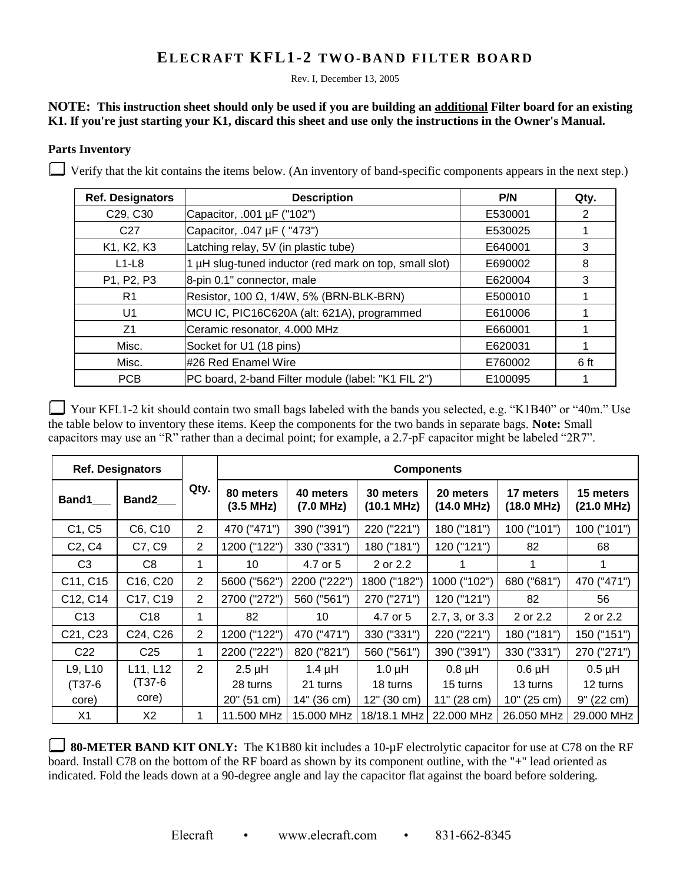# ELECRAFT KFL1-2 TWO-BAND FILTER BOARD

Rev. I, December 13, 2005

**NOTE: This instruction sheet should only be used if you are building an additional Filter board for an existing K1. If you're just starting your K1, discard this sheet and use only the instructions in the Owner's Manual.**

**Parts Inventory**

☐ Verify that the kit contains the items below. (An inventory of band-specific components appears in the next step.)

| Ref. Designators | Description | P/N | Qty. |
|---|---|---|---|
| C29, C30 | Capacitor, .001 µF ("102") | E530001 | 2 |
| C27 | Capacitor, .047 µF ( "473") | E530025 | 1 |
| K1, K2, K3 | Latching relay, 5V (in plastic tube) | E640001 | 3 |
| L1-L8 | 1 µH slug-tuned inductor (red mark on top, small slot) | E690002 | 8 |
| P1, P2, P3 | 8-pin 0.1" connector, male | E620004 | 3 |
| R1 | Resistor, 100 Ω, 1/4W, 5% (BRN-BLK-BRN) | E500010 | 1 |
| U1 | MCU IC, PIC16C620A (alt: 621A), programmed | E610006 | 1 |
| Z1 | Ceramic resonator, 4.000 MHz | E660001 | 1 |
| Misc. | Socket for U1 (18 pins) | E620031 | 1 |
| Misc. | #26 Red Enamel Wire | E760002 | 6 ft |
| PCB | PC board, 2-band Filter module (label: "K1 FIL 2") | E100095 | 1 |

☐ Your KFL1-2 kit should contain two small bags labeled with the bands you selected, e.g. "K1B40" or "40m." Use the table below to inventory these items. Keep the components for the two bands in separate bags. **Note:** Small capacitors may use an "R" rather than a decimal point; for example, a 2.7-pF capacitor might be labeled "2R7".

| Ref. Designators | | Qty. | Components | | | | | |
|---|---|---|---|---|---|---|---|---|
| Band1___ | Band2___ | | 80 meters (3.5 MHz) | 40 meters (7.0 MHz) | 30 meters (10.1 MHz) | 20 meters (14.0 MHz) | 17 meters (18.0 MHz) | 15 meters (21.0 MHz) |
| C1, C5 | C6, C10 | 2 | 470 ("471") | 390 ("391") | 220 ("221") | 180 ("181") | 100 ("101") | 100 ("101") |
| C2, C4 | C7, C9 | 2 | 1200 ("122") | 330 ("331") | 180 ("181") | 120 ("121") | 82 | 68 |
| C3 | C8 | 1 | 10 | 4.7 or 5 | 2 or 2.2 | 1 | 1 | 1 |
| C11, C15 | C16, C20 | 2 | 5600 ("562") | 2200 ("222") | 1800 ("182") | 1000 ("102") | 680 ("681") | 470 ("471") |
| C12, C14 | C17, C19 | 2 | 2700 ("272") | 560 ("561") | 270 ("271") | 120 ("121") | 82 | 56 |
| C13 | C18 | 1 | 82 | 10 | 4.7 or 5 | 2.7, 3, or 3.3 | 2 or 2.2 | 2 or 2.2 |
| C21, C23 | C24, C26 | 2 | 1200 ("122") | 470 ("471") | 330 ("331") | 220 ("221") | 180 ("181") | 150 ("151") |
| C22 | C25 | 1 | 2200 ("222") | 820 ("821") | 560 ("561") | 390 ("391") | 330 ("331") | 270 ("271") |
| L9, L10 (T37-6 core) | L11, L12 (T37-6 core) | 2 | 2.5 µH 28 turns 20" (51 cm) | 1.4 µH 21 turns 14" (36 cm) | 1.0 µH 18 turns 12" (30 cm) | 0.8 µH 15 turns 11" (28 cm) | 0.6 µH 13 turns 10" (25 cm) | 0.5 µH 12 turns 9" (22 cm) |
| X1 | X2 | 1 | 11.500 MHz | 15.000 MHz | 18/18.1 MHz | 22.000 MHz | 26.050 MHz | 29.000 MHz |

☐ **80-METER BAND KIT ONLY:** The K1B80 kit includes a 10-µF electrolytic capacitor for use at C78 on the RF board. Install C78 on the bottom of the RF board as shown by its component outline, with the "+" lead oriented as indicated. Fold the leads down at a 90-degree angle and lay the capacitor flat against the board before soldering.

Elecraft • www.elecraft.com • 831-662-8345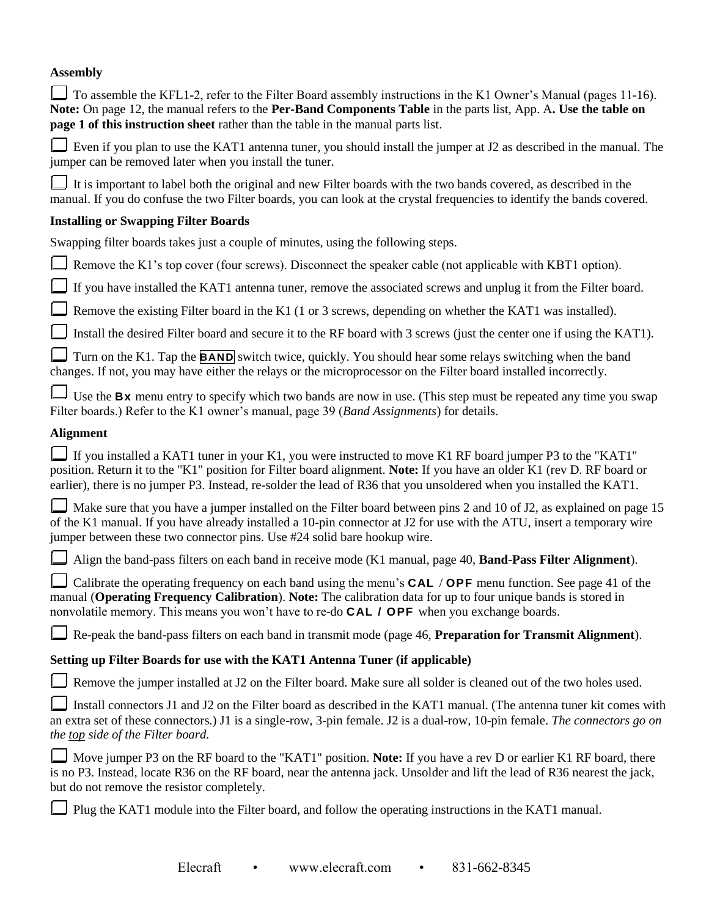**Assembly**

☐ To assemble the KFL1-2, refer to the Filter Board assembly instructions in the K1 Owner's Manual (pages 11-16). **Note:** On page 12, the manual refers to the **Per-Band Components Table** in the parts list, App. A**. Use the table on page 1 of this instruction sheet** rather than the table in the manual parts list.

☐ Even if you plan to use the KAT1 antenna tuner, you should install the jumper at J2 as described in the manual. The jumper can be removed later when you install the tuner.

☐ It is important to label both the original and new Filter boards with the two bands covered, as described in the manual. If you do confuse the two Filter boards, you can look at the crystal frequencies to identify the bands covered.

**Installing or Swapping Filter Boards**

Swapping filter boards takes just a couple of minutes, using the following steps.

☐ Remove the K1's top cover (four screws). Disconnect the speaker cable (not applicable with KBT1 option).

☐ If you have installed the KAT1 antenna tuner, remove the associated screws and unplug it from the Filter board.

☐ Remove the existing Filter board in the K1 (1 or 3 screws, depending on whether the KAT1 was installed).

☐ Install the desired Filter board and secure it to the RF board with 3 screws (just the center one if using the KAT1).

☐ Turn on the K1. Tap the **BAND** switch twice, quickly. You should hear some relays switching when the band changes. If not, you may have either the relays or the microprocessor on the Filter board installed incorrectly.

☐ Use the **Bx** menu entry to specify which two bands are now in use. (This step must be repeated any time you swap Filter boards.) Refer to the K1 owner's manual, page 39 (*Band Assignments*) for details.

**Alignment**

☐ If you installed a KAT1 tuner in your K1, you were instructed to move K1 RF board jumper P3 to the "KAT1" position. Return it to the "K1" position for Filter board alignment. **Note:** If you have an older K1 (rev D. RF board or earlier), there is no jumper P3. Instead, re-solder the lead of R36 that you unsoldered when you installed the KAT1.

☐ Make sure that you have a jumper installed on the Filter board between pins 2 and 10 of J2, as explained on page 15 of the K1 manual. If you have already installed a 10-pin connector at J2 for use with the ATU, insert a temporary wire jumper between these two connector pins. Use #24 solid bare hookup wire.

☐ Align the band-pass filters on each band in receive mode (K1 manual, page 40, **Band-Pass Filter Alignment**).

☐ Calibrate the operating frequency on each band using the menu's **CAL / OPF** menu function. See page 41 of the manual (**Operating Frequency Calibration**). **Note:** The calibration data for up to four unique bands is stored in nonvolatile memory. This means you won't have to re-do **CAL / OPF** when you exchange boards.

☐ Re-peak the band-pass filters on each band in transmit mode (page 46, **Preparation for Transmit Alignment**).

**Setting up Filter Boards for use with the KAT1 Antenna Tuner (if applicable)**

☐ Remove the jumper installed at J2 on the Filter board. Make sure all solder is cleaned out of the two holes used.

☐ Install connectors J1 and J2 on the Filter board as described in the KAT1 manual. (The antenna tuner kit comes with an extra set of these connectors.) J1 is a single-row, 3-pin female. J2 is a dual-row, 10-pin female. *The connectors go on the top side of the Filter board.*

☐ Move jumper P3 on the RF board to the "KAT1" position. **Note:** If you have a rev D or earlier K1 RF board, there is no P3. Instead, locate R36 on the RF board, near the antenna jack. Unsolder and lift the lead of R36 nearest the jack, but do not remove the resistor completely.

☐ Plug the KAT1 module into the Filter board, and follow the operating instructions in the KAT1 manual.

Elecraft • www.elecraft.com • 831-662-8345